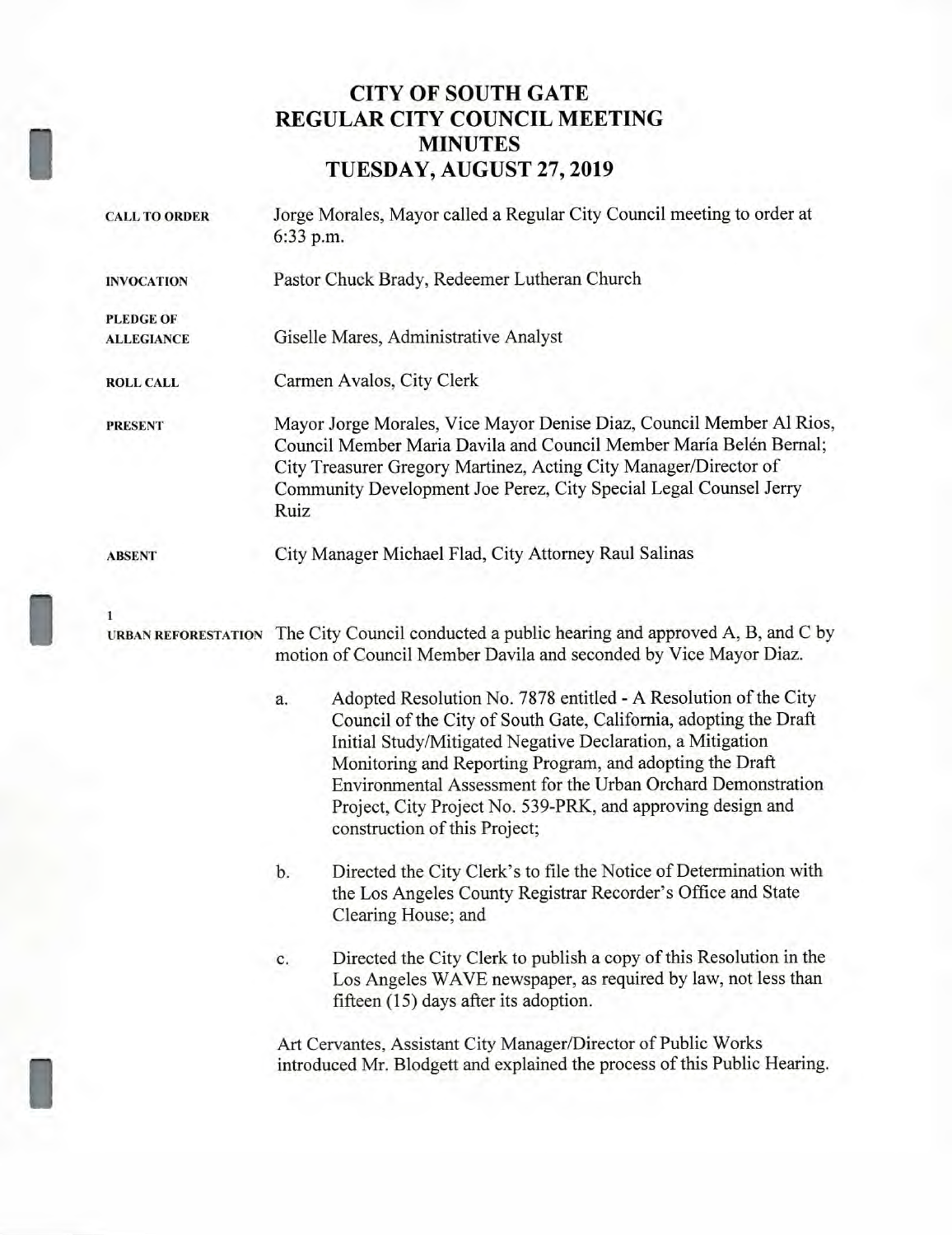# CITY OF SOUTH GATE
# REGULAR CITY COUNCIL MEETING
# MINUTES
# TUESDAY, AUGUST 27, 2019

**CALL TO ORDER** Jorge Morales, Mayor called a Regular City Council meeting to order at 6:33 p.m.

**INVOCATION** Pastor Chuck Brady, Redeemer Lutheran Church

**PLEDGE OF ALLEGIANCE** Giselle Mares, Administrative Analyst

**ROLL CALL** Carmen Avalos, City Clerk

**PRESENT** Mayor Jorge Morales, Vice Mayor Denise Diaz, Council Member Al Rios, Council Member Maria Davila and Council Member María Belén Bernal; City Treasurer Gregory Martinez, Acting City Manager/Director of Community Development Joe Perez, City Special Legal Counsel Jerry Ruiz

**ABSENT** City Manager Michael Flad, City Attorney Raul Salinas

**1**
**URBAN REFORESTATION** The City Council conducted a public hearing and approved A, B, and C by motion of Council Member Davila and seconded by Vice Mayor Diaz.

a. Adopted Resolution No. 7878 entitled - A Resolution of the City Council of the City of South Gate, California, adopting the Draft Initial Study/Mitigated Negative Declaration, a Mitigation Monitoring and Reporting Program, and adopting the Draft Environmental Assessment for the Urban Orchard Demonstration Project, City Project No. 539-PRK, and approving design and construction of this Project;

b. Directed the City Clerk's to file the Notice of Determination with the Los Angeles County Registrar Recorder's Office and State Clearing House; and

c. Directed the City Clerk to publish a copy of this Resolution in the Los Angeles WAVE newspaper, as required by law, not less than fifteen (15) days after its adoption.

Art Cervantes, Assistant City Manager/Director of Public Works introduced Mr. Blodgett and explained the process of this Public Hearing.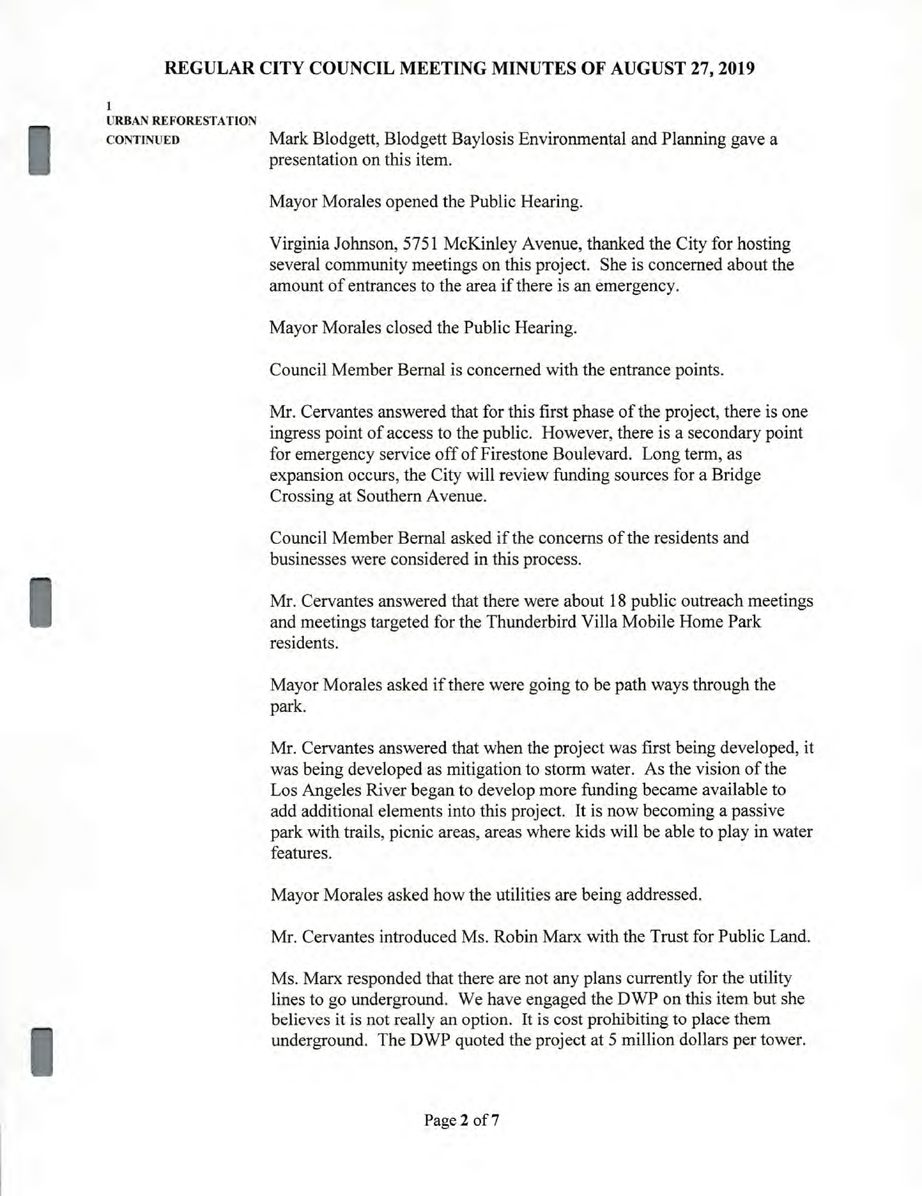1
**URBAN REFORESTATION CONTINUED**

Mark Blodgett, Blodgett Baylosis Environmental and Planning gave a presentation on this item.

Mayor Morales opened the Public Hearing.

Virginia Johnson, 5751 McKinley Avenue, thanked the City for hosting several community meetings on this project. She is concerned about the amount of entrances to the area if there is an emergency.

Mayor Morales closed the Public Hearing.

Council Member Bernal is concerned with the entrance points.

Mr. Cervantes answered that for this first phase of the project, there is one ingress point of access to the public. However, there is a secondary point for emergency service off of Firestone Boulevard. Long term, as expansion occurs, the City will review funding sources for a Bridge Crossing at Southern Avenue.

Council Member Bernal asked if the concerns of the residents and businesses were considered in this process.

Mr. Cervantes answered that there were about 18 public outreach meetings and meetings targeted for the Thunderbird Villa Mobile Home Park residents.

Mayor Morales asked if there were going to be path ways through the park.

Mr. Cervantes answered that when the project was first being developed, it was being developed as mitigation to storm water. As the vision of the Los Angeles River began to develop more funding became available to add additional elements into this project. It is now becoming a passive park with trails, picnic areas, areas where kids will be able to play in water features.

Mayor Morales asked how the utilities are being addressed.

Mr. Cervantes introduced Ms. Robin Marx with the Trust for Public Land.

Ms. Marx responded that there are not any plans currently for the utility lines to go underground. We have engaged the DWP on this item but she believes it is not really an option. It is cost prohibiting to place them underground. The DWP quoted the project at 5 million dollars per tower.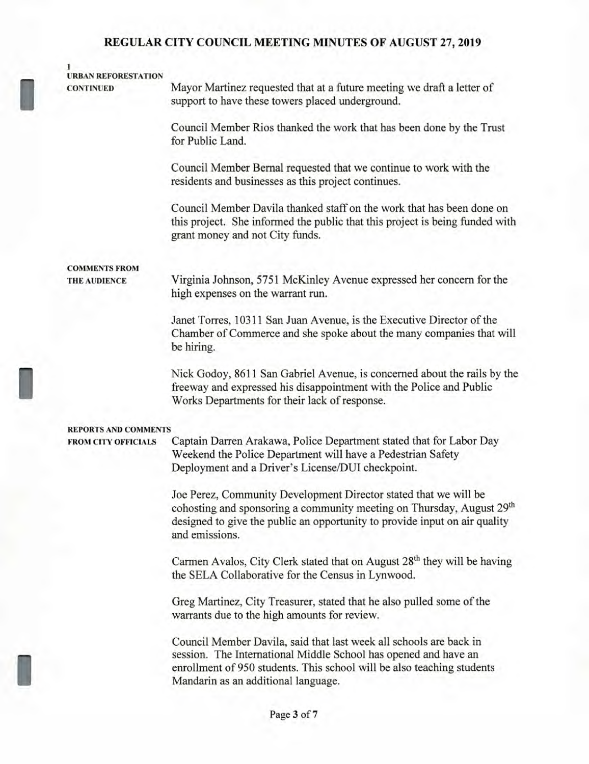# REGULAR CITY COUNCIL MEETING MINUTES OF AUGUST 27, 2019

**1**
**URBAN REFORESTATION CONTINUED**

Mayor Martinez requested that at a future meeting we draft a letter of support to have these towers placed underground.

Council Member Rios thanked the work that has been done by the Trust for Public Land.

Council Member Bernal requested that we continue to work with the residents and businesses as this project continues.

Council Member Davila thanked staff on the work that has been done on this project. She informed the public that this project is being funded with grant money and not City funds.

**COMMENTS FROM THE AUDIENCE**

Virginia Johnson, 5751 McKinley Avenue expressed her concern for the high expenses on the warrant run.

Janet Torres, 10311 San Juan Avenue, is the Executive Director of the Chamber of Commerce and she spoke about the many companies that will be hiring.

Nick Godoy, 8611 San Gabriel Avenue, is concerned about the rails by the freeway and expressed his disappointment with the Police and Public Works Departments for their lack of response.

**REPORTS AND COMMENTS FROM CITY OFFICIALS**

Captain Darren Arakawa, Police Department stated that for Labor Day Weekend the Police Department will have a Pedestrian Safety Deployment and a Driver's License/DUI checkpoint.

Joe Perez, Community Development Director stated that we will be cohosting and sponsoring a community meeting on Thursday, August 29th designed to give the public an opportunity to provide input on air quality and emissions.

Carmen Avalos, City Clerk stated that on August 28th they will be having the SELA Collaborative for the Census in Lynwood.

Greg Martinez, City Treasurer, stated that he also pulled some of the warrants due to the high amounts for review.

Council Member Davila, said that last week all schools are back in session. The International Middle School has opened and have an enrollment of 950 students. This school will be also teaching students Mandarin as an additional language.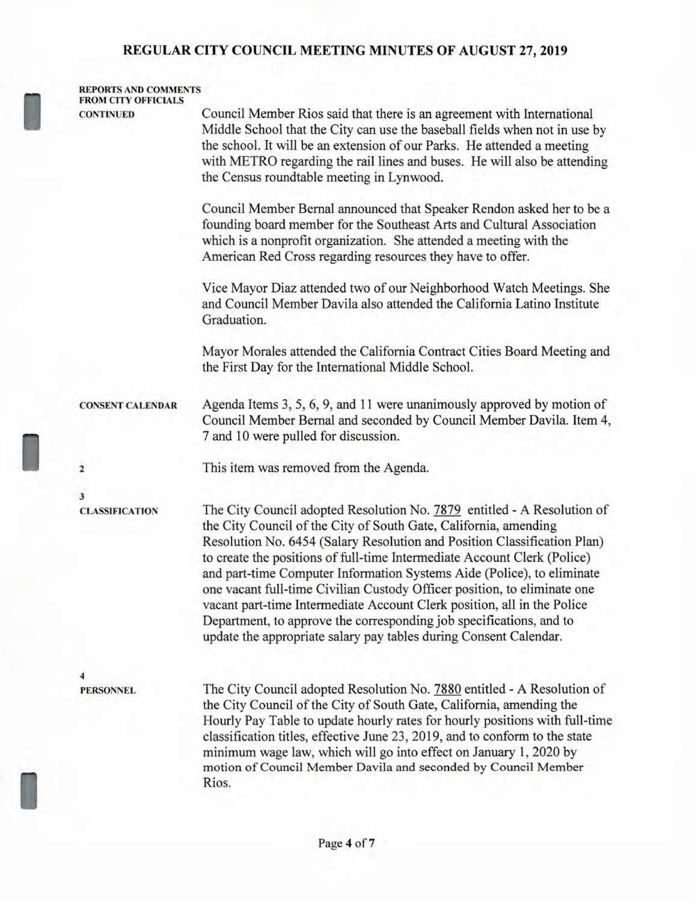**REPORTS AND COMMENTS FROM CITY OFFICIALS CONTINUED**

Council Member Rios said that there is an agreement with International Middle School that the City can use the baseball fields when not in use by the school. It will be an extension of our Parks. He attended a meeting with METRO regarding the rail lines and buses. He will also be attending the Census roundtable meeting in Lynwood.

Council Member Bernal announced that Speaker Rendon asked her to be a founding board member for the Southeast Arts and Cultural Association which is a nonprofit organization. She attended a meeting with the American Red Cross regarding resources they have to offer.

Vice Mayor Diaz attended two of our Neighborhood Watch Meetings. She and Council Member Davila also attended the California Latino Institute Graduation.

Mayor Morales attended the California Contract Cities Board Meeting and the First Day for the International Middle School.

**CONSENT CALENDAR**

Agenda Items 3, 5, 6, 9, and 11 were unanimously approved by motion of Council Member Bernal and seconded by Council Member Davila. Item 4, 7 and 10 were pulled for discussion.

**2**

This item was removed from the Agenda.

**3**
**CLASSIFICATION**

The City Council adopted Resolution No. 7879 entitled - A Resolution of the City Council of the City of South Gate, California, amending Resolution No. 6454 (Salary Resolution and Position Classification Plan) to create the positions of full-time Intermediate Account Clerk (Police) and part-time Computer Information Systems Aide (Police), to eliminate one vacant full-time Civilian Custody Officer position, to eliminate one vacant part-time Intermediate Account Clerk position, all in the Police Department, to approve the corresponding job specifications, and to update the appropriate salary pay tables during Consent Calendar.

**4**
**PERSONNEL**

The City Council adopted Resolution No. 7880 entitled - A Resolution of the City Council of the City of South Gate, California, amending the Hourly Pay Table to update hourly rates for hourly positions with full-time classification titles, effective June 23, 2019, and to conform to the state minimum wage law, which will go into effect on January 1, 2020 by motion of Council Member Davila and seconded by Council Member Rios.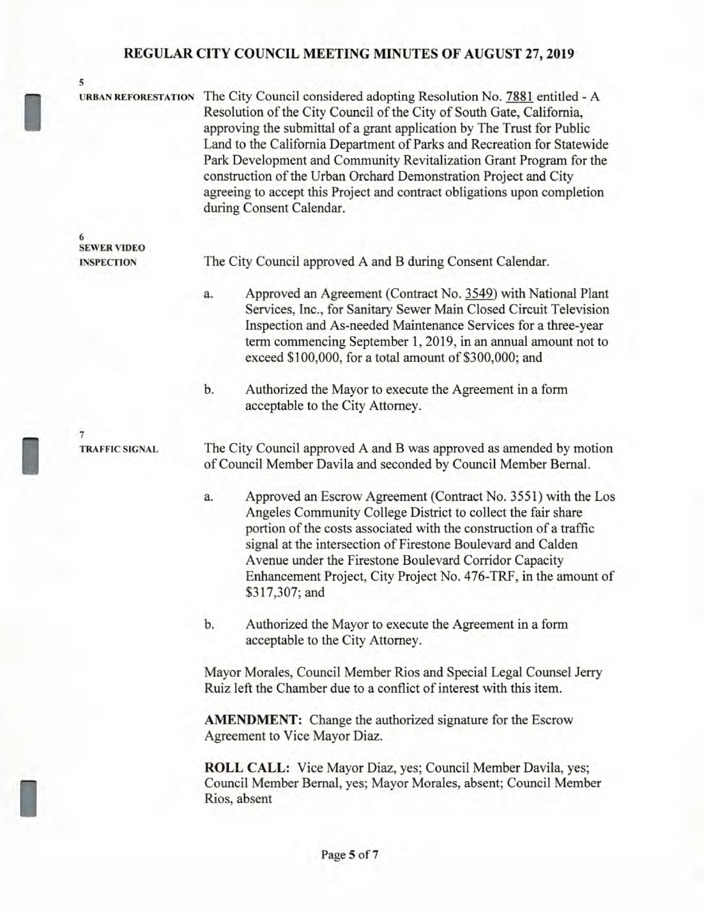## REGULAR CITY COUNCIL MEETING MINUTES OF AUGUST 27, 2019

**5**
**URBAN REFORESTATION**

The City Council considered adopting Resolution No. 7881 entitled - A Resolution of the City Council of the City of South Gate, California, approving the submittal of a grant application by The Trust for Public Land to the California Department of Parks and Recreation for Statewide Park Development and Community Revitalization Grant Program for the construction of the Urban Orchard Demonstration Project and City agreeing to accept this Project and contract obligations upon completion during Consent Calendar.

**6**
**SEWER VIDEO INSPECTION**

The City Council approved A and B during Consent Calendar.

a. Approved an Agreement (Contract No. 3549) with National Plant Services, Inc., for Sanitary Sewer Main Closed Circuit Television Inspection and As-needed Maintenance Services for a three-year term commencing September 1, 2019, in an annual amount not to exceed $100,000, for a total amount of $300,000; and

b. Authorized the Mayor to execute the Agreement in a form acceptable to the City Attorney.

**7**
**TRAFFIC SIGNAL**

The City Council approved A and B was approved as amended by motion of Council Member Davila and seconded by Council Member Bernal.

a. Approved an Escrow Agreement (Contract No. 3551) with the Los Angeles Community College District to collect the fair share portion of the costs associated with the construction of a traffic signal at the intersection of Firestone Boulevard and Calden Avenue under the Firestone Boulevard Corridor Capacity Enhancement Project, City Project No. 476-TRF, in the amount of $317,307; and

b. Authorized the Mayor to execute the Agreement in a form acceptable to the City Attorney.

Mayor Morales, Council Member Rios and Special Legal Counsel Jerry Ruiz left the Chamber due to a conflict of interest with this item.

**AMENDMENT:** Change the authorized signature for the Escrow Agreement to Vice Mayor Diaz.

**ROLL CALL:** Vice Mayor Diaz, yes; Council Member Davila, yes; Council Member Bernal, yes; Mayor Morales, absent; Council Member Rios, absent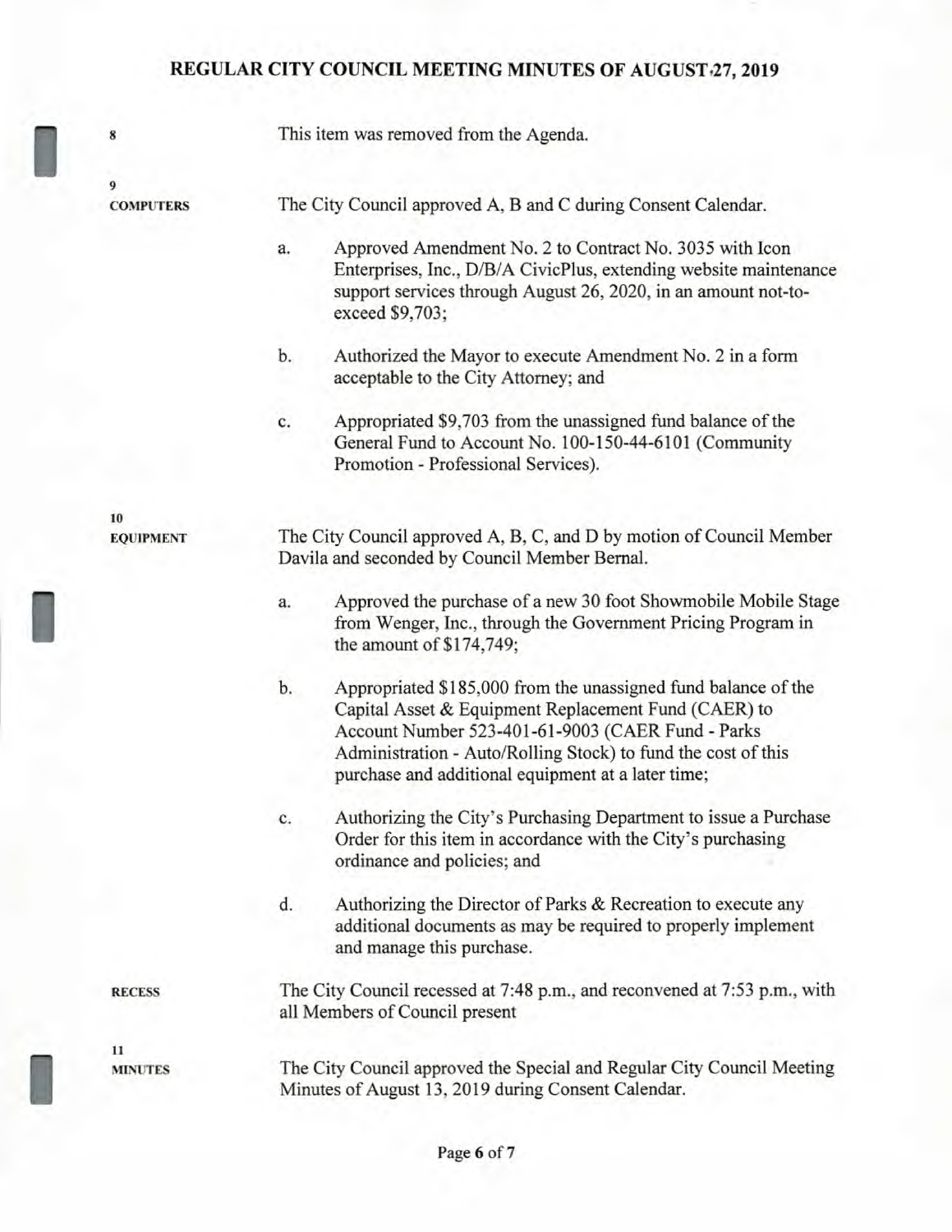**8**

This item was removed from the Agenda.

**9**
**COMPUTERS**

The City Council approved A, B and C during Consent Calendar.

a. Approved Amendment No. 2 to Contract No. 3035 with Icon Enterprises, Inc., D/B/A CivicPlus, extending website maintenance support services through August 26, 2020, in an amount not-to-exceed $9,703;

b. Authorized the Mayor to execute Amendment No. 2 in a form acceptable to the City Attorney; and

c. Appropriated $9,703 from the unassigned fund balance of the General Fund to Account No. 100-150-44-6101 (Community Promotion - Professional Services).

**10**
**EQUIPMENT**

The City Council approved A, B, C, and D by motion of Council Member Davila and seconded by Council Member Bernal.

a. Approved the purchase of a new 30 foot Showmobile Mobile Stage from Wenger, Inc., through the Government Pricing Program in the amount of $174,749;

b. Appropriated $185,000 from the unassigned fund balance of the Capital Asset & Equipment Replacement Fund (CAER) to Account Number 523-401-61-9003 (CAER Fund - Parks Administration - Auto/Rolling Stock) to fund the cost of this purchase and additional equipment at a later time;

c. Authorizing the City's Purchasing Department to issue a Purchase Order for this item in accordance with the City's purchasing ordinance and policies; and

d. Authorizing the Director of Parks & Recreation to execute any additional documents as may be required to properly implement and manage this purchase.

**RECESS**

The City Council recessed at 7:48 p.m., and reconvened at 7:53 p.m., with all Members of Council present

**11**
**MINUTES**

The City Council approved the Special and Regular City Council Meeting Minutes of August 13, 2019 during Consent Calendar.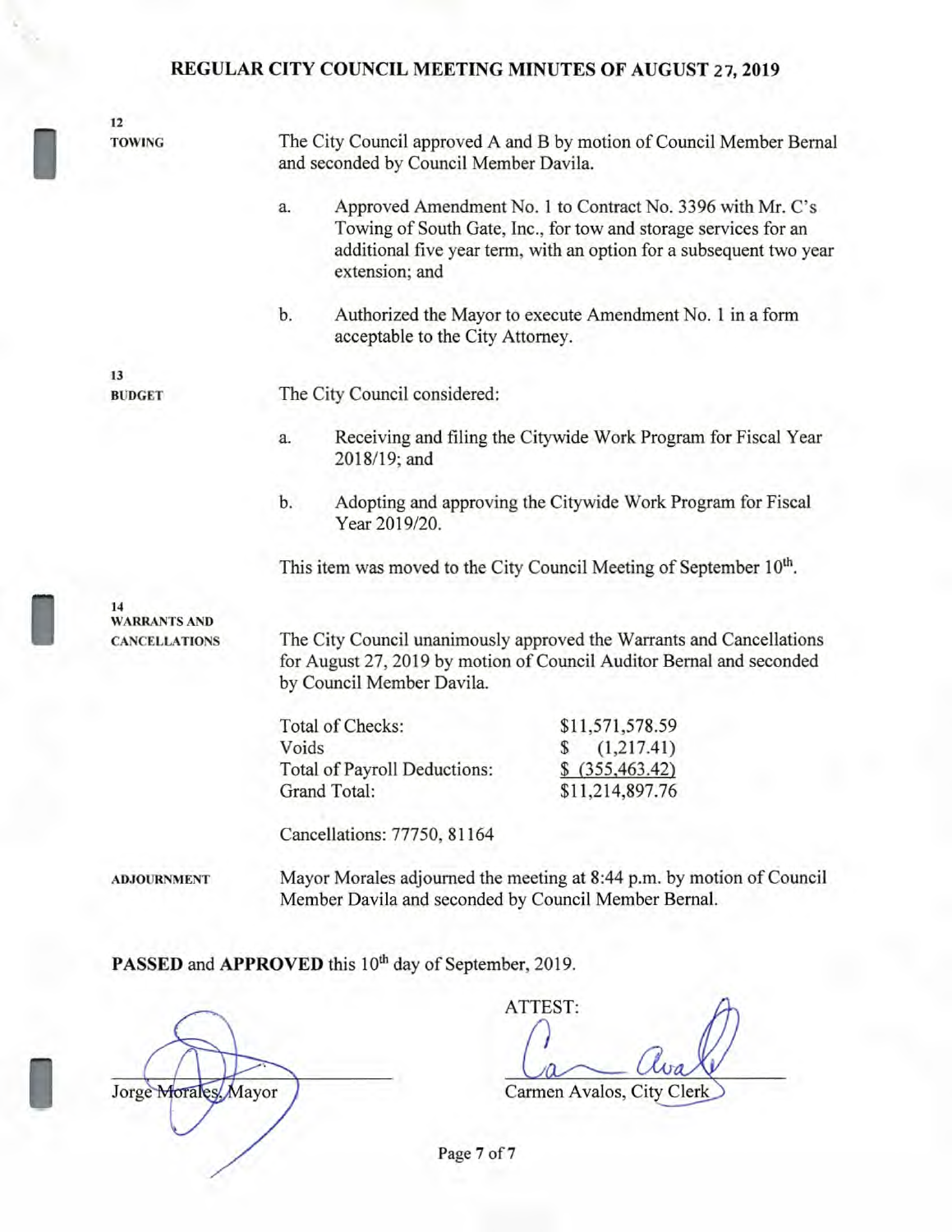**12**
**TOWING**

The City Council approved A and B by motion of Council Member Bernal and seconded by Council Member Davila.

a. Approved Amendment No. 1 to Contract No. 3396 with Mr. C's Towing of South Gate, Inc., for tow and storage services for an additional five year term, with an option for a subsequent two year extension; and

b. Authorized the Mayor to execute Amendment No. 1 in a form acceptable to the City Attorney.

**13**
**BUDGET**

The City Council considered:

a. Receiving and filing the Citywide Work Program for Fiscal Year 2018/19; and

b. Adopting and approving the Citywide Work Program for Fiscal Year 2019/20.

This item was moved to the City Council Meeting of September 10th.

**14**
**WARRANTS AND CANCELLATIONS**

The City Council unanimously approved the Warrants and Cancellations for August 27, 2019 by motion of Council Auditor Bernal and seconded by Council Member Davila.

| | |
|---|---|
| Total of Checks: | $11,571,578.59 |
| Voids | $ (1,217.41) |
| Total of Payroll Deductions: | $ (355,463.42) |
| Grand Total: | $11,214,897.76 |

Cancellations: 77750, 81164

**ADJOURNMENT**

Mayor Morales adjourned the meeting at 8:44 p.m. by motion of Council Member Davila and seconded by Council Member Bernal.

**PASSED** and **APPROVED** this 10th day of September, 2019.

Jorge Morales, Mayor

ATTEST:

Carmen Avalos, City Clerk